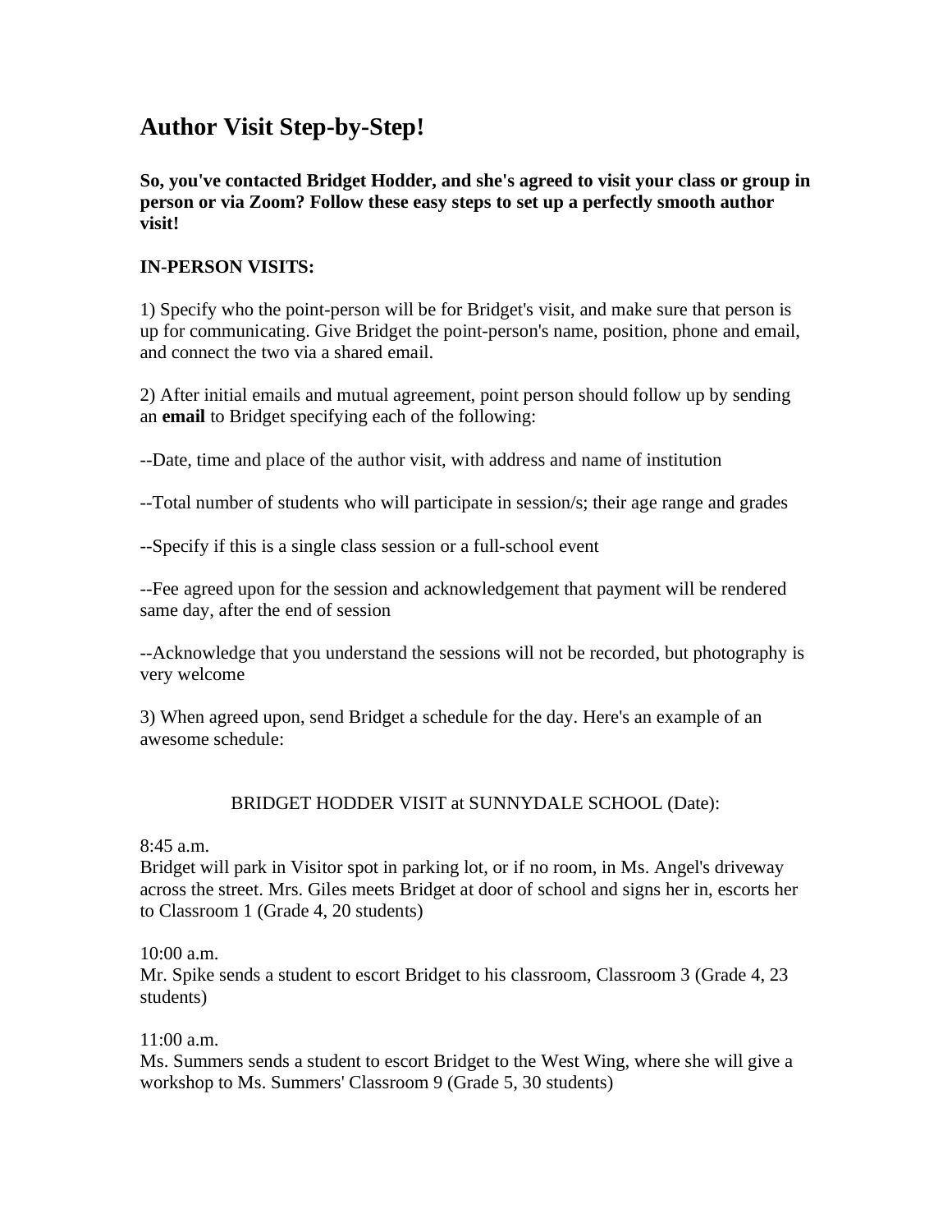# Author Visit Step-by-Step!

**So, you've contacted Bridget Hodder, and she's agreed to visit your class or group in person or via Zoom? Follow these easy steps to set up a perfectly smooth author visit!**

**IN-PERSON VISITS:**

1) Specify who the point-person will be for Bridget's visit, and make sure that person is up for communicating. Give Bridget the point-person's name, position, phone and email, and connect the two via a shared email.

2) After initial emails and mutual agreement, point person should follow up by sending an **email** to Bridget specifying each of the following:

--Date, time and place of the author visit, with address and name of institution

--Total number of students who will participate in session/s; their age range and grades

--Specify if this is a single class session or a full-school event

--Fee agreed upon for the session and acknowledgement that payment will be rendered same day, after the end of session

--Acknowledge that you understand the sessions will not be recorded, but photography is very welcome

3) When agreed upon, send Bridget a schedule for the day. Here's an example of an awesome schedule:

BRIDGET HODDER VISIT at SUNNYDALE SCHOOL (Date):

8:45 a.m.
Bridget will park in Visitor spot in parking lot, or if no room, in Ms. Angel's driveway across the street. Mrs. Giles meets Bridget at door of school and signs her in, escorts her to Classroom 1 (Grade 4, 20 students)

10:00 a.m.
Mr. Spike sends a student to escort Bridget to his classroom, Classroom 3 (Grade 4, 23 students)

11:00 a.m.
Ms. Summers sends a student to escort Bridget to the West Wing, where she will give a workshop to Ms. Summers' Classroom 9 (Grade 5, 30 students)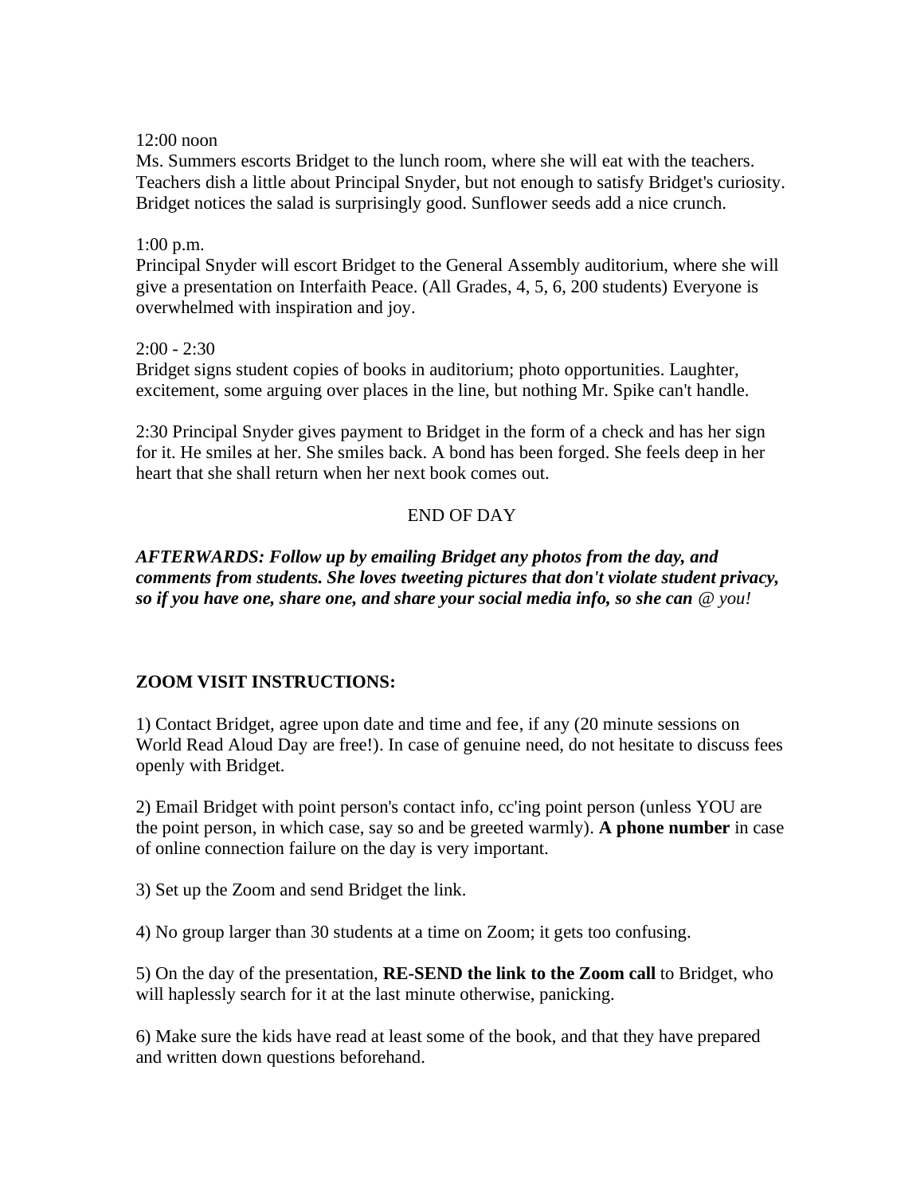12:00 noon
Ms. Summers escorts Bridget to the lunch room, where she will eat with the teachers. Teachers dish a little about Principal Snyder, but not enough to satisfy Bridget's curiosity. Bridget notices the salad is surprisingly good. Sunflower seeds add a nice crunch.

1:00 p.m.
Principal Snyder will escort Bridget to the General Assembly auditorium, where she will give a presentation on Interfaith Peace. (All Grades, 4, 5, 6, 200 students) Everyone is overwhelmed with inspiration and joy.

2:00 - 2:30
Bridget signs student copies of books in auditorium; photo opportunities. Laughter, excitement, some arguing over places in the line, but nothing Mr. Spike can't handle.

2:30 Principal Snyder gives payment to Bridget in the form of a check and has her sign for it. He smiles at her. She smiles back. A bond has been forged. She feels deep in her heart that she shall return when her next book comes out.

END OF DAY

***AFTERWARDS: Follow up by emailing Bridget any photos from the day, and comments from students. She loves tweeting pictures that don't violate student privacy, so if you have one, share one, and share your social media info, so she can*** *@ you!*

**ZOOM VISIT INSTRUCTIONS:**

1) Contact Bridget, agree upon date and time and fee, if any (20 minute sessions on World Read Aloud Day are free!). In case of genuine need, do not hesitate to discuss fees openly with Bridget.

2) Email Bridget with point person's contact info, cc'ing point person (unless YOU are the point person, in which case, say so and be greeted warmly). **A phone number** in case of online connection failure on the day is very important.

3) Set up the Zoom and send Bridget the link.

4) No group larger than 30 students at a time on Zoom; it gets too confusing.

5) On the day of the presentation, **RE-SEND the link to the Zoom call** to Bridget, who will haplessly search for it at the last minute otherwise, panicking.

6) Make sure the kids have read at least some of the book, and that they have prepared and written down questions beforehand.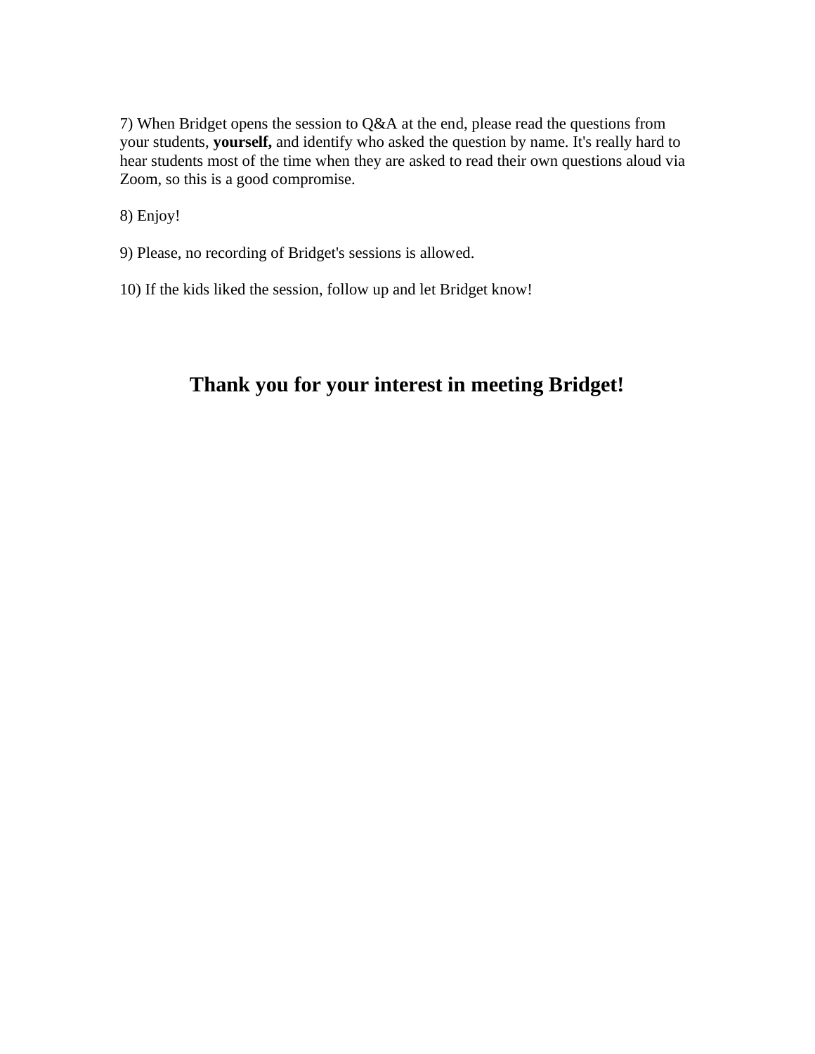7) When Bridget opens the session to Q&A at the end, please read the questions from your students, **yourself,** and identify who asked the question by name. It's really hard to hear students most of the time when they are asked to read their own questions aloud via Zoom, so this is a good compromise.

8) Enjoy!

9) Please, no recording of Bridget's sessions is allowed.

10) If the kids liked the session, follow up and let Bridget know!

## Thank you for your interest in meeting Bridget!